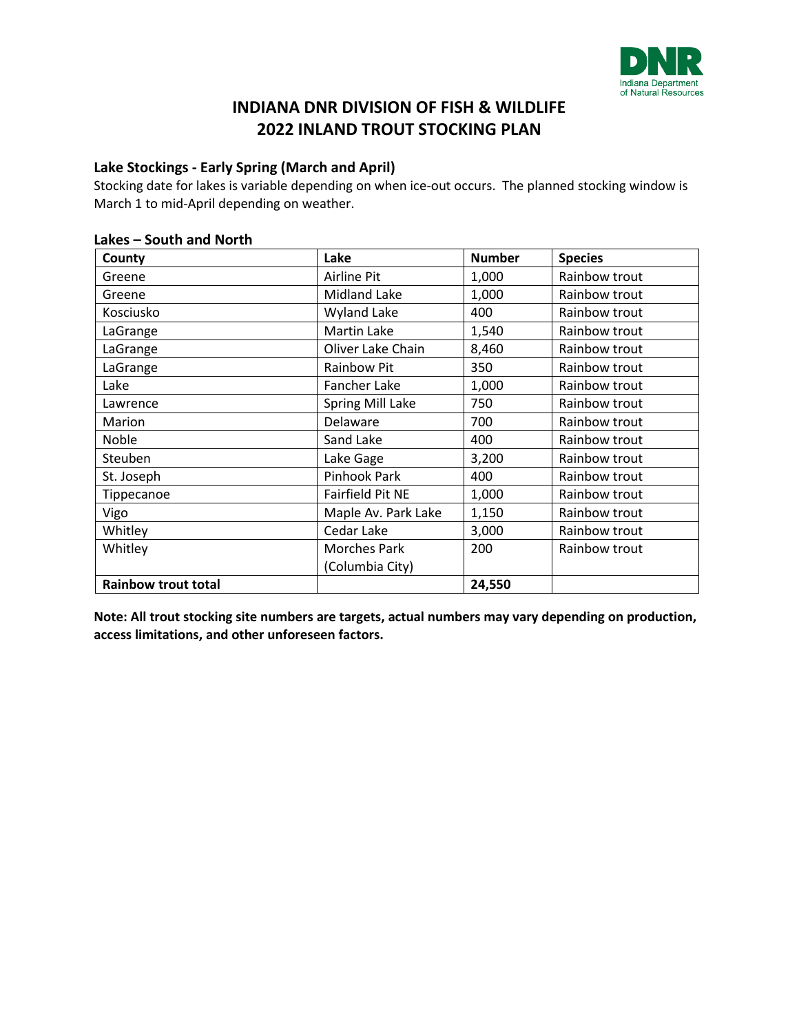# INDIANA DNR DIVISION OF FISH & WILDLIFE
# 2022 INLAND TROUT STOCKING PLAN

### Lake Stockings - Early Spring (March and April)

Stocking date for lakes is variable depending on when ice-out occurs. The planned stocking window is March 1 to mid-April depending on weather.

### Lakes – South and North

| County | Lake | Number | Species |
|---|---|---|---|
| Greene | Airline Pit | 1,000 | Rainbow trout |
| Greene | Midland Lake | 1,000 | Rainbow trout |
| Kosciusko | Wyland Lake | 400 | Rainbow trout |
| LaGrange | Martin Lake | 1,540 | Rainbow trout |
| LaGrange | Oliver Lake Chain | 8,460 | Rainbow trout |
| LaGrange | Rainbow Pit | 350 | Rainbow trout |
| Lake | Fancher Lake | 1,000 | Rainbow trout |
| Lawrence | Spring Mill Lake | 750 | Rainbow trout |
| Marion | Delaware | 700 | Rainbow trout |
| Noble | Sand Lake | 400 | Rainbow trout |
| Steuben | Lake Gage | 3,200 | Rainbow trout |
| St. Joseph | Pinhook Park | 400 | Rainbow trout |
| Tippecanoe | Fairfield Pit NE | 1,000 | Rainbow trout |
| Vigo | Maple Av. Park Lake | 1,150 | Rainbow trout |
| Whitley | Cedar Lake | 3,000 | Rainbow trout |
| Whitley | Morches Park (Columbia City) | 200 | Rainbow trout |
| **Rainbow trout total** | | **24,550** | |

**Note: All trout stocking site numbers are targets, actual numbers may vary depending on production, access limitations, and other unforeseen factors.**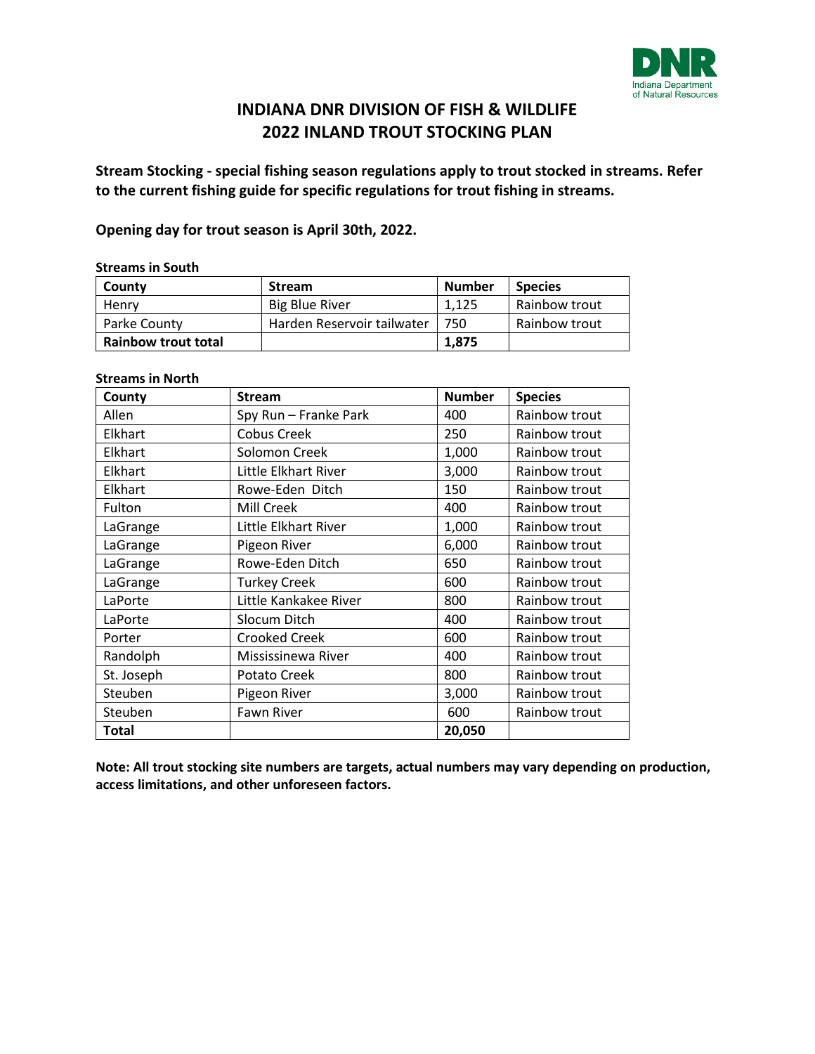# INDIANA DNR DIVISION OF FISH & WILDLIFE
# 2022 INLAND TROUT STOCKING PLAN

**Stream Stocking - special fishing season regulations apply to trout stocked in streams. Refer to the current fishing guide for specific regulations for trout fishing in streams.**

**Opening day for trout season is April 30th, 2022.**

**Streams in South**

| County | Stream | Number | Species |
|---|---|---|---|
| Henry | Big Blue River | 1,125 | Rainbow trout |
| Parke County | Harden Reservoir tailwater | 750 | Rainbow trout |
| **Rainbow trout total** | | **1,875** | |

**Streams in North**

| County | Stream | Number | Species |
|---|---|---|---|
| Allen | Spy Run – Franke Park | 400 | Rainbow trout |
| Elkhart | Cobus Creek | 250 | Rainbow trout |
| Elkhart | Solomon Creek | 1,000 | Rainbow trout |
| Elkhart | Little Elkhart River | 3,000 | Rainbow trout |
| Elkhart | Rowe-Eden Ditch | 150 | Rainbow trout |
| Fulton | Mill Creek | 400 | Rainbow trout |
| LaGrange | Little Elkhart River | 1,000 | Rainbow trout |
| LaGrange | Pigeon River | 6,000 | Rainbow trout |
| LaGrange | Rowe-Eden Ditch | 650 | Rainbow trout |
| LaGrange | Turkey Creek | 600 | Rainbow trout |
| LaPorte | Little Kankakee River | 800 | Rainbow trout |
| LaPorte | Slocum Ditch | 400 | Rainbow trout |
| Porter | Crooked Creek | 600 | Rainbow trout |
| Randolph | Mississinewa River | 400 | Rainbow trout |
| St. Joseph | Potato Creek | 800 | Rainbow trout |
| Steuben | Pigeon River | 3,000 | Rainbow trout |
| Steuben | Fawn River | 600 | Rainbow trout |
| **Total** | | **20,050** | |

**Note: All trout stocking site numbers are targets, actual numbers may vary depending on production, access limitations, and other unforeseen factors.**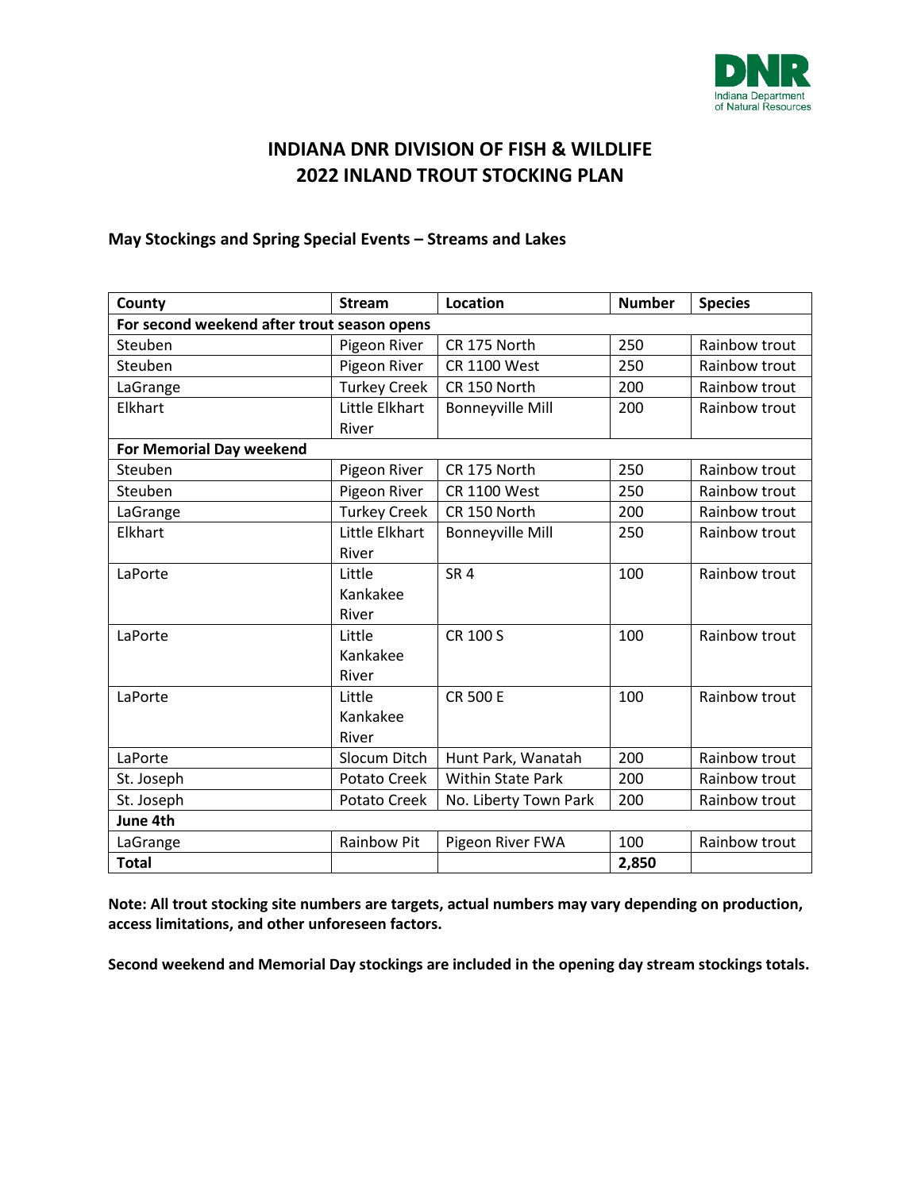# INDIANA DNR DIVISION OF FISH & WILDLIFE
# 2022 INLAND TROUT STOCKING PLAN

### May Stockings and Spring Special Events – Streams and Lakes

| County | Stream | Location | Number | Species |
|---|---|---|---|---|
| **For second weekend after trout season opens** | | | | |
| Steuben | Pigeon River | CR 175 North | 250 | Rainbow trout |
| Steuben | Pigeon River | CR 1100 West | 250 | Rainbow trout |
| LaGrange | Turkey Creek | CR 150 North | 200 | Rainbow trout |
| Elkhart | Little Elkhart River | Bonneyville Mill | 200 | Rainbow trout |
| **For Memorial Day weekend** | | | | |
| Steuben | Pigeon River | CR 175 North | 250 | Rainbow trout |
| Steuben | Pigeon River | CR 1100 West | 250 | Rainbow trout |
| LaGrange | Turkey Creek | CR 150 North | 200 | Rainbow trout |
| Elkhart | Little Elkhart River | Bonneyville Mill | 250 | Rainbow trout |
| LaPorte | Little Kankakee River | SR 4 | 100 | Rainbow trout |
| LaPorte | Little Kankakee River | CR 100 S | 100 | Rainbow trout |
| LaPorte | Little Kankakee River | CR 500 E | 100 | Rainbow trout |
| LaPorte | Slocum Ditch | Hunt Park, Wanatah | 200 | Rainbow trout |
| St. Joseph | Potato Creek | Within State Park | 200 | Rainbow trout |
| St. Joseph | Potato Creek | No. Liberty Town Park | 200 | Rainbow trout |
| **June 4th** | | | | |
| LaGrange | Rainbow Pit | Pigeon River FWA | 100 | Rainbow trout |
| **Total** | | | **2,850** | |

**Note: All trout stocking site numbers are targets, actual numbers may vary depending on production, access limitations, and other unforeseen factors.**

**Second weekend and Memorial Day stockings are included in the opening day stream stockings totals.**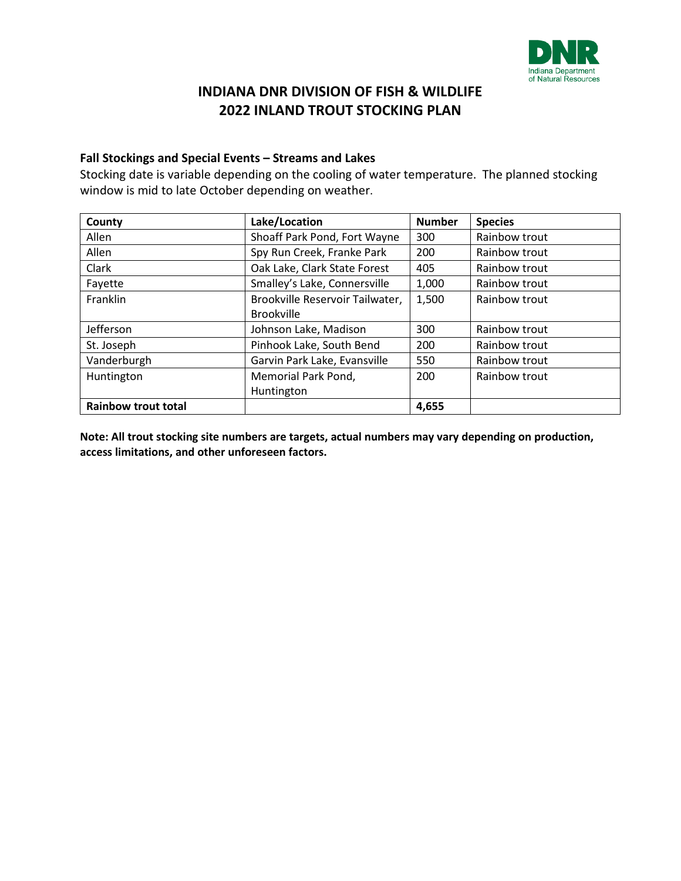# INDIANA DNR DIVISION OF FISH & WILDLIFE
# 2022 INLAND TROUT STOCKING PLAN

### Fall Stockings and Special Events – Streams and Lakes

Stocking date is variable depending on the cooling of water temperature. The planned stocking window is mid to late October depending on weather.

| County | Lake/Location | Number | Species |
|---|---|---|---|
| Allen | Shoaff Park Pond, Fort Wayne | 300 | Rainbow trout |
| Allen | Spy Run Creek, Franke Park | 200 | Rainbow trout |
| Clark | Oak Lake, Clark State Forest | 405 | Rainbow trout |
| Fayette | Smalley's Lake, Connersville | 1,000 | Rainbow trout |
| Franklin | Brookville Reservoir Tailwater, Brookville | 1,500 | Rainbow trout |
| Jefferson | Johnson Lake, Madison | 300 | Rainbow trout |
| St. Joseph | Pinhook Lake, South Bend | 200 | Rainbow trout |
| Vanderburgh | Garvin Park Lake, Evansville | 550 | Rainbow trout |
| Huntington | Memorial Park Pond, Huntington | 200 | Rainbow trout |
| **Rainbow trout total** | | **4,655** | |

**Note: All trout stocking site numbers are targets, actual numbers may vary depending on production, access limitations, and other unforeseen factors.**